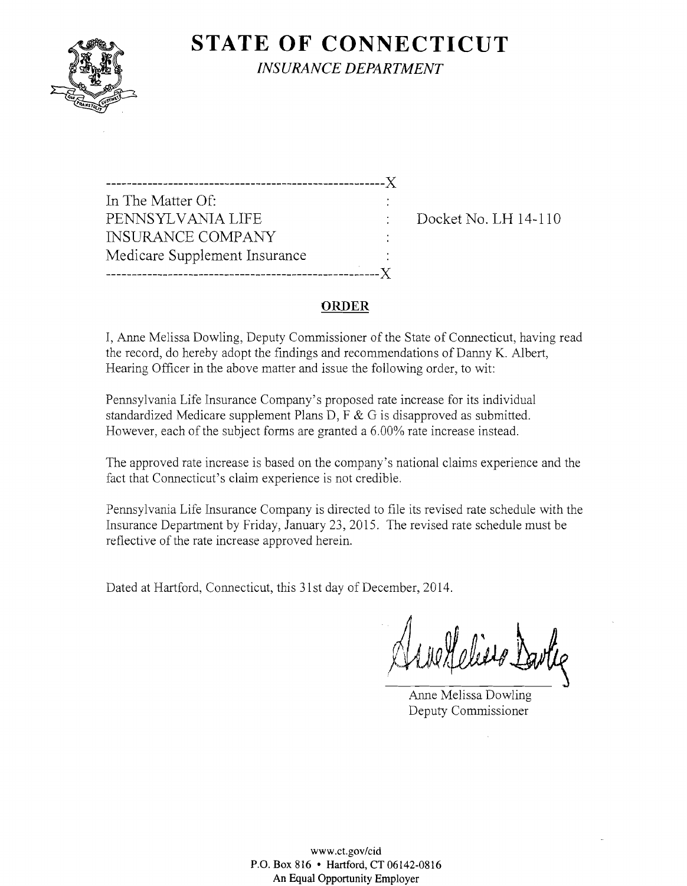# STATE OF CONNECTICUT

*INSURANCE DEPARTMENT*

---

In The Matter Of:
PENNSYLVANIA LIFE INSURANCE COMPANY
Medicare Supplement Insurance

Docket No. LH 14-110

---

## ORDER

I, Anne Melissa Dowling, Deputy Commissioner of the State of Connecticut, having read the record, do hereby adopt the findings and recommendations of Danny K. Albert, Hearing Officer in the above matter and issue the following order, to wit:

Pennsylvania Life Insurance Company's proposed rate increase for its individual standardized Medicare supplement Plans D, F & G is disapproved as submitted. However, each of the subject forms are granted a 6.00% rate increase instead.

The approved rate increase is based on the company's national claims experience and the fact that Connecticut's claim experience is not credible.

Pennsylvania Life Insurance Company is directed to file its revised rate schedule with the Insurance Department by Friday, January 23, 2015. The revised rate schedule must be reflective of the rate increase approved herein.

Dated at Hartford, Connecticut, this 31st day of December, 2014.

Anne Melissa Dowling
Deputy Commissioner

www.ct.gov/cid
P.O. Box 816 • Hartford, CT 06142-0816
An Equal Opportunity Employer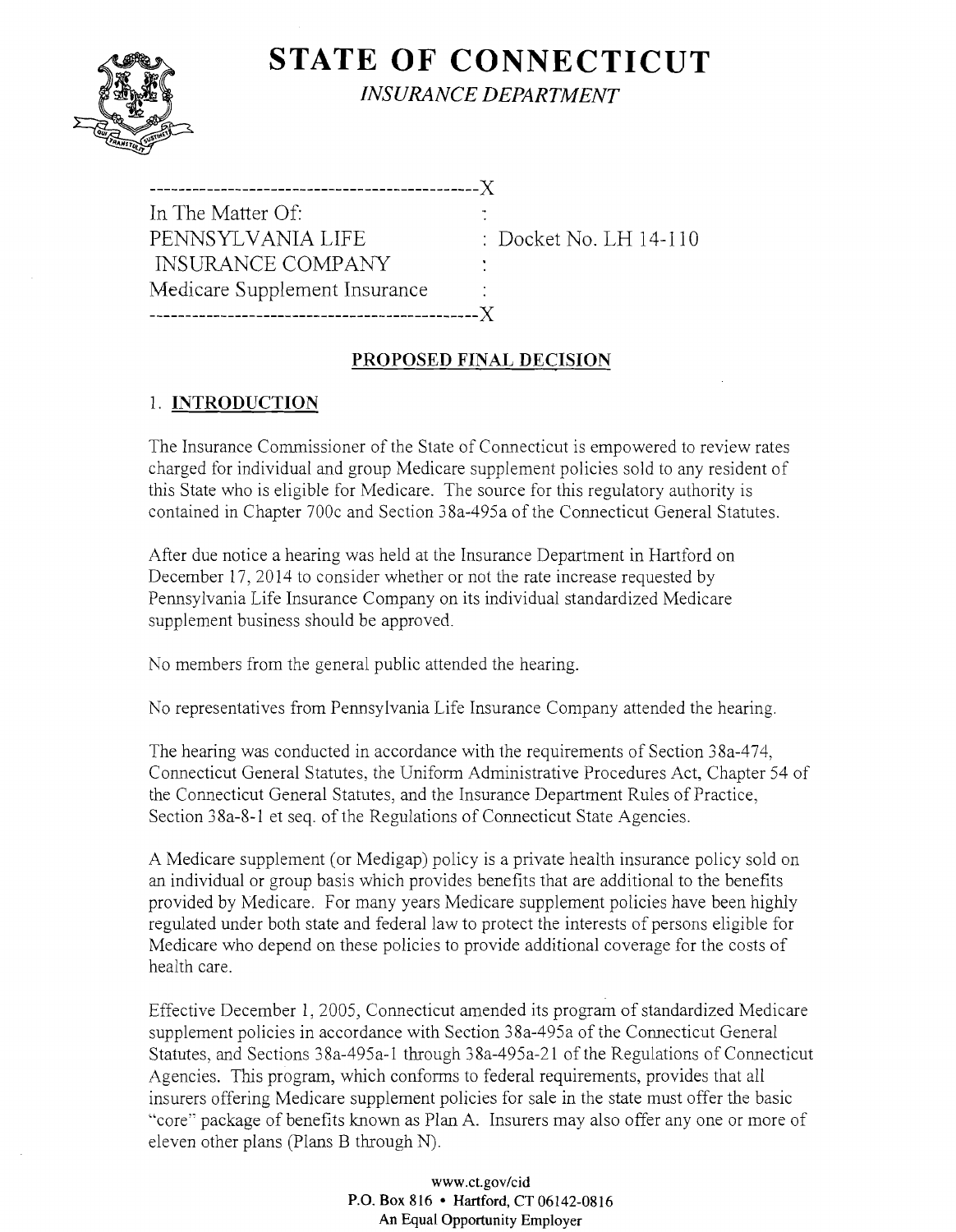# STATE OF CONNECTICUT

*INSURANCE DEPARTMENT*

```
----------------------------------------------X
In The Matter Of:                             :
PENNSYLVANIA LIFE                             : Docket No. LH 14-110
 INSURANCE COMPANY                            :
Medicare Supplement Insurance                 :
----------------------------------------------X
```

## PROPOSED FINAL DECISION

### 1. INTRODUCTION

The Insurance Commissioner of the State of Connecticut is empowered to review rates charged for individual and group Medicare supplement policies sold to any resident of this State who is eligible for Medicare. The source for this regulatory authority is contained in Chapter 700c and Section 38a-495a of the Connecticut General Statutes.

After due notice a hearing was held at the Insurance Department in Hartford on December 17, 2014 to consider whether or not the rate increase requested by Pennsylvania Life Insurance Company on its individual standardized Medicare supplement business should be approved.

No members from the general public attended the hearing.

No representatives from Pennsylvania Life Insurance Company attended the hearing.

The hearing was conducted in accordance with the requirements of Section 38a-474, Connecticut General Statutes, the Uniform Administrative Procedures Act, Chapter 54 of the Connecticut General Statutes, and the Insurance Department Rules of Practice, Section 38a-8-1 et seq. of the Regulations of Connecticut State Agencies.

A Medicare supplement (or Medigap) policy is a private health insurance policy sold on an individual or group basis which provides benefits that are additional to the benefits provided by Medicare. For many years Medicare supplement policies have been highly regulated under both state and federal law to protect the interests of persons eligible for Medicare who depend on these policies to provide additional coverage for the costs of health care.

Effective December 1, 2005, Connecticut amended its program of standardized Medicare supplement policies in accordance with Section 38a-495a of the Connecticut General Statutes, and Sections 38a-495a-1 through 38a-495a-21 of the Regulations of Connecticut Agencies. This program, which conforms to federal requirements, provides that all insurers offering Medicare supplement policies for sale in the state must offer the basic "core" package of benefits known as Plan A. Insurers may also offer any one or more of eleven other plans (Plans B through N).

www.ct.gov/cid
P.O. Box 816 • Hartford, CT 06142-0816
An Equal Opportunity Employer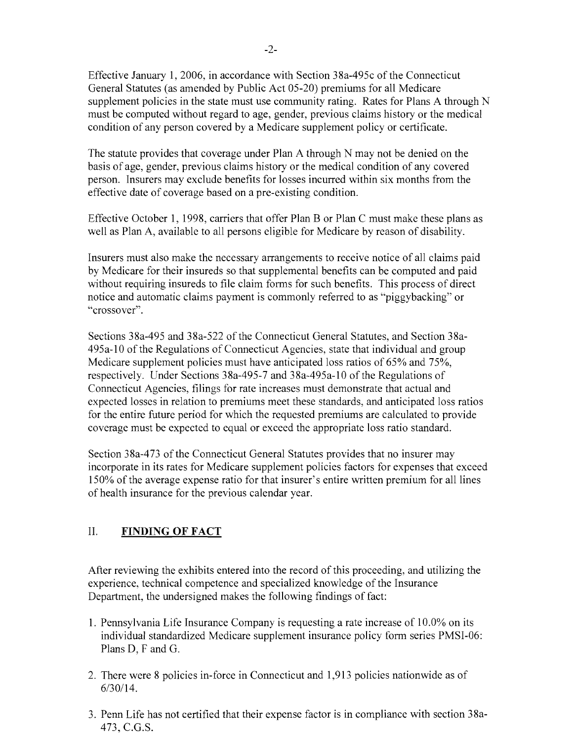Effective January 1, 2006, in accordance with Section 38a-495c of the Connecticut General Statutes (as amended by Public Act 05-20) premiums for all Medicare supplement policies in the state must use community rating. Rates for Plans A through N must be computed without regard to age, gender, previous claims history or the medical condition of any person covered by a Medicare supplement policy or certificate.

The statute provides that coverage under Plan A through N may not be denied on the basis of age, gender, previous claims history or the medical condition of any covered person. Insurers may exclude benefits for losses incurred within six months from the effective date of coverage based on a pre-existing condition.

Effective October 1, 1998, carriers that offer Plan B or Plan C must make these plans as well as Plan A, available to all persons eligible for Medicare by reason of disability.

Insurers must also make the necessary arrangements to receive notice of all claims paid by Medicare for their insureds so that supplemental benefits can be computed and paid without requiring insureds to file claim forms for such benefits. This process of direct notice and automatic claims payment is commonly referred to as "piggybacking" or "crossover".

Sections 38a-495 and 38a-522 of the Connecticut General Statutes, and Section 38a-495a-10 of the Regulations of Connecticut Agencies, state that individual and group Medicare supplement policies must have anticipated loss ratios of 65% and 75%, respectively. Under Sections 38a-495-7 and 38a-495a-10 of the Regulations of Connecticut Agencies, filings for rate increases must demonstrate that actual and expected losses in relation to premiums meet these standards, and anticipated loss ratios for the entire future period for which the requested premiums are calculated to provide coverage must be expected to equal or exceed the appropriate loss ratio standard.

Section 38a-473 of the Connecticut General Statutes provides that no insurer may incorporate in its rates for Medicare supplement policies factors for expenses that exceed 150% of the average expense ratio for that insurer's entire written premium for all lines of health insurance for the previous calendar year.

## II. FINDING OF FACT

After reviewing the exhibits entered into the record of this proceeding, and utilizing the experience, technical competence and specialized knowledge of the Insurance Department, the undersigned makes the following findings of fact:

1. Pennsylvania Life Insurance Company is requesting a rate increase of 10.0% on its individual standardized Medicare supplement insurance policy form series PMSI-06: Plans D, F and G.

2. There were 8 policies in-force in Connecticut and 1,913 policies nationwide as of 6/30/14.

3. Penn Life has not certified that their expense factor is in compliance with section 38a-473, C.G.S.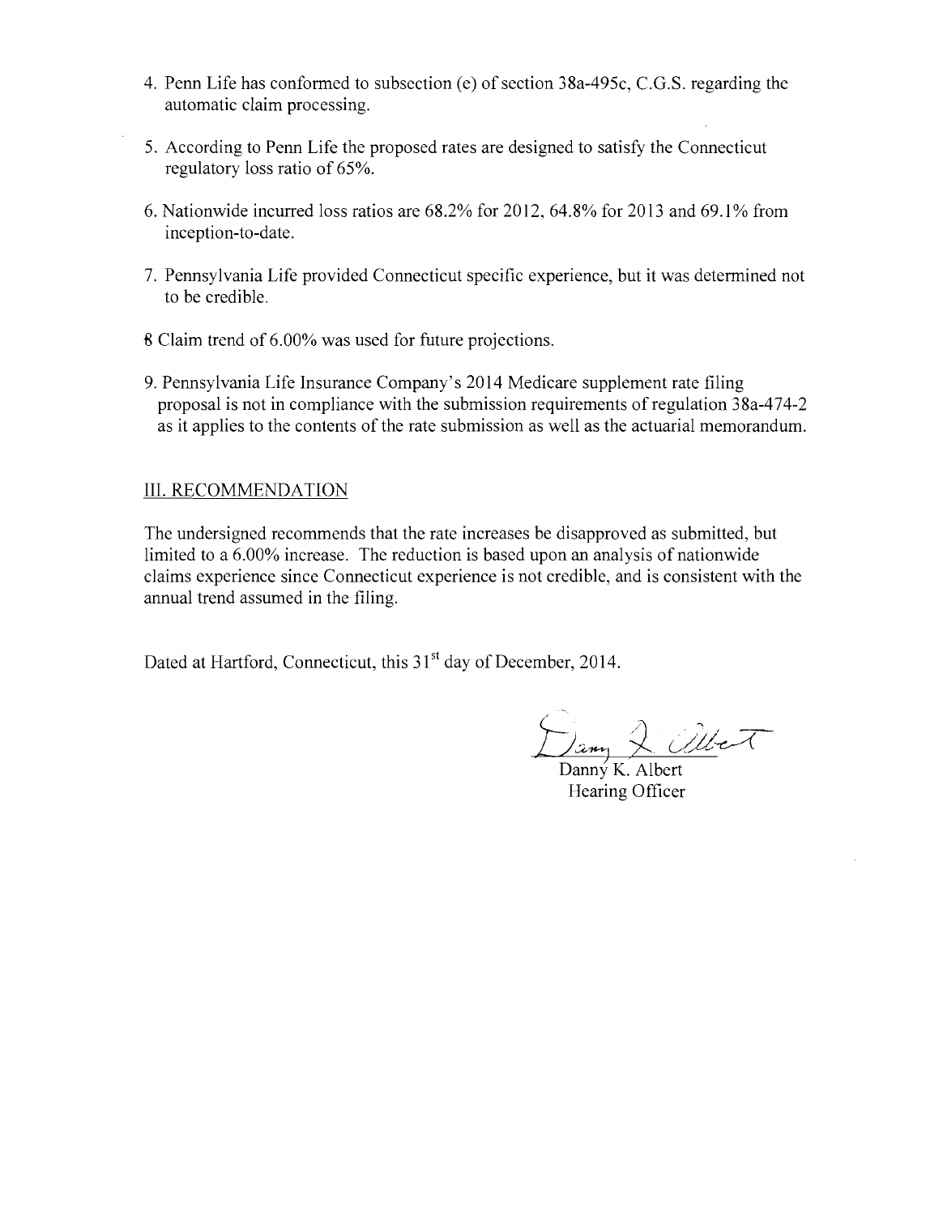4. Penn Life has conformed to subsection (e) of section 38a-495c, C.G.S. regarding the automatic claim processing.

5. According to Penn Life the proposed rates are designed to satisfy the Connecticut regulatory loss ratio of 65%.

6. Nationwide incurred loss ratios are 68.2% for 2012, 64.8% for 2013 and 69.1% from inception-to-date.

7. Pennsylvania Life provided Connecticut specific experience, but it was determined not to be credible.

8 Claim trend of 6.00% was used for future projections.

9. Pennsylvania Life Insurance Company's 2014 Medicare supplement rate filing proposal is not in compliance with the submission requirements of regulation 38a-474-2 as it applies to the contents of the rate submission as well as the actuarial memorandum.

## III. RECOMMENDATION

The undersigned recommends that the rate increases be disapproved as submitted, but limited to a 6.00% increase. The reduction is based upon an analysis of nationwide claims experience since Connecticut experience is not credible, and is consistent with the annual trend assumed in the filing.

Dated at Hartford, Connecticut, this 31st day of December, 2014.

Danny K. Albert
Hearing Officer